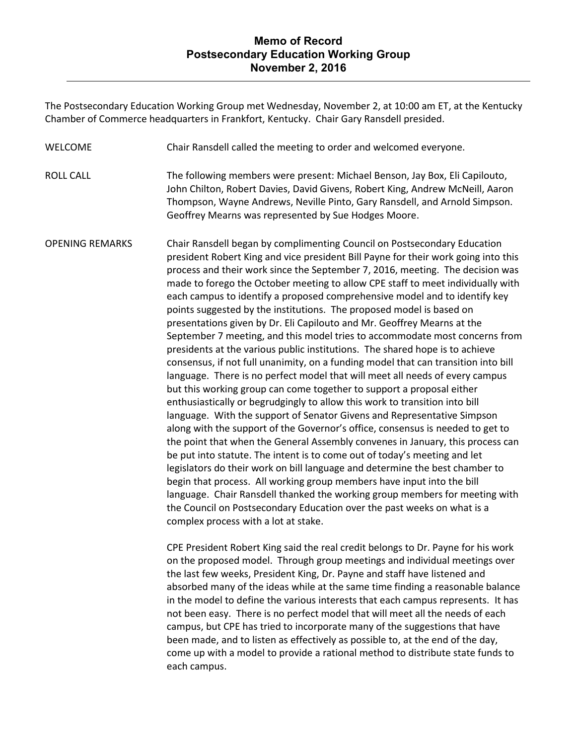# Memo of Record
## Postsecondary Education Working Group
## November 2, 2016

The Postsecondary Education Working Group met Wednesday, November 2, at 10:00 am ET, at the Kentucky Chamber of Commerce headquarters in Frankfort, Kentucky. Chair Gary Ransdell presided.

**WELCOME**

Chair Ransdell called the meeting to order and welcomed everyone.

**ROLL CALL**

The following members were present: Michael Benson, Jay Box, Eli Capilouto, John Chilton, Robert Davies, David Givens, Robert King, Andrew McNeill, Aaron Thompson, Wayne Andrews, Neville Pinto, Gary Ransdell, and Arnold Simpson. Geoffrey Mearns was represented by Sue Hodges Moore.

**OPENING REMARKS**

Chair Ransdell began by complimenting Council on Postsecondary Education president Robert King and vice president Bill Payne for their work going into this process and their work since the September 7, 2016, meeting. The decision was made to forego the October meeting to allow CPE staff to meet individually with each campus to identify a proposed comprehensive model and to identify key points suggested by the institutions. The proposed model is based on presentations given by Dr. Eli Capilouto and Mr. Geoffrey Mearns at the September 7 meeting, and this model tries to accommodate most concerns from presidents at the various public institutions. The shared hope is to achieve consensus, if not full unanimity, on a funding model that can transition into bill language. There is no perfect model that will meet all needs of every campus but this working group can come together to support a proposal either enthusiastically or begrudgingly to allow this work to transition into bill language. With the support of Senator Givens and Representative Simpson along with the support of the Governor's office, consensus is needed to get to the point that when the General Assembly convenes in January, this process can be put into statute. The intent is to come out of today's meeting and let legislators do their work on bill language and determine the best chamber to begin that process. All working group members have input into the bill language. Chair Ransdell thanked the working group members for meeting with the Council on Postsecondary Education over the past weeks on what is a complex process with a lot at stake.

CPE President Robert King said the real credit belongs to Dr. Payne for his work on the proposed model. Through group meetings and individual meetings over the last few weeks, President King, Dr. Payne and staff have listened and absorbed many of the ideas while at the same time finding a reasonable balance in the model to define the various interests that each campus represents. It has not been easy. There is no perfect model that will meet all the needs of each campus, but CPE has tried to incorporate many of the suggestions that have been made, and to listen as effectively as possible to, at the end of the day, come up with a model to provide a rational method to distribute state funds to each campus.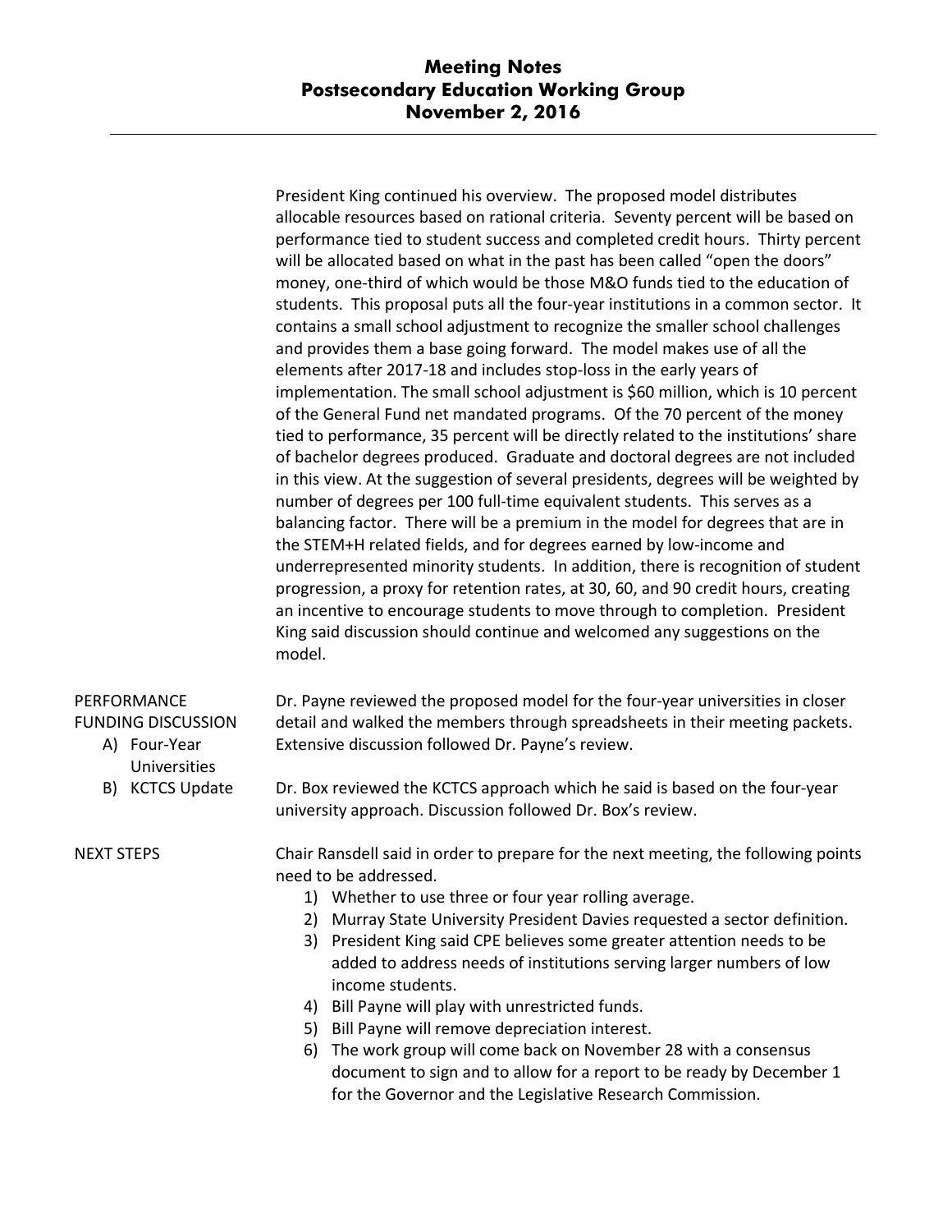President King continued his overview. The proposed model distributes allocable resources based on rational criteria. Seventy percent will be based on performance tied to student success and completed credit hours. Thirty percent will be allocated based on what in the past has been called "open the doors" money, one-third of which would be those M&O funds tied to the education of students. This proposal puts all the four-year institutions in a common sector. It contains a small school adjustment to recognize the smaller school challenges and provides them a base going forward. The model makes use of all the elements after 2017-18 and includes stop-loss in the early years of implementation. The small school adjustment is $60 million, which is 10 percent of the General Fund net mandated programs. Of the 70 percent of the money tied to performance, 35 percent will be directly related to the institutions' share of bachelor degrees produced. Graduate and doctoral degrees are not included in this view. At the suggestion of several presidents, degrees will be weighted by number of degrees per 100 full-time equivalent students. This serves as a balancing factor. There will be a premium in the model for degrees that are in the STEM+H related fields, and for degrees earned by low-income and underrepresented minority students. In addition, there is recognition of student progression, a proxy for retention rates, at 30, 60, and 90 credit hours, creating an incentive to encourage students to move through to completion. President King said discussion should continue and welcomed any suggestions on the model.

**PERFORMANCE FUNDING DISCUSSION**

A) Four-Year Universities

B) KCTCS Update

Dr. Payne reviewed the proposed model for the four-year universities in closer detail and walked the members through spreadsheets in their meeting packets. Extensive discussion followed Dr. Payne's review.

Dr. Box reviewed the KCTCS approach which he said is based on the four-year university approach. Discussion followed Dr. Box's review.

**NEXT STEPS**

Chair Ransdell said in order to prepare for the next meeting, the following points need to be addressed.

1) Whether to use three or four year rolling average.
2) Murray State University President Davies requested a sector definition.
3) President King said CPE believes some greater attention needs to be added to address needs of institutions serving larger numbers of low income students.
4) Bill Payne will play with unrestricted funds.
5) Bill Payne will remove depreciation interest.
6) The work group will come back on November 28 with a consensus document to sign and to allow for a report to be ready by December 1 for the Governor and the Legislative Research Commission.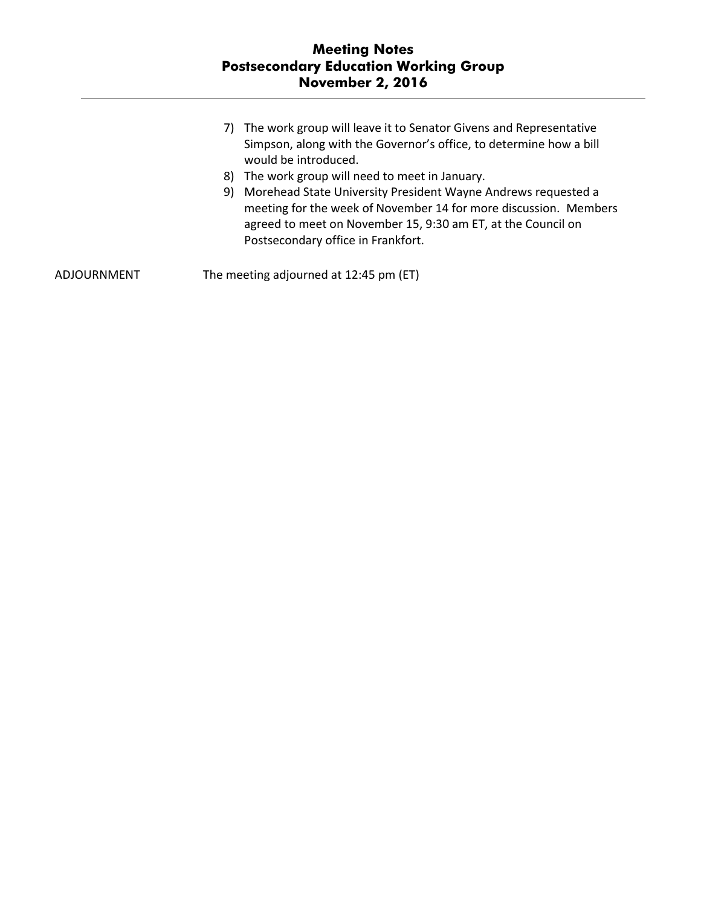7) The work group will leave it to Senator Givens and Representative Simpson, along with the Governor's office, to determine how a bill would be introduced.
8) The work group will need to meet in January.
9) Morehead State University President Wayne Andrews requested a meeting for the week of November 14 for more discussion. Members agreed to meet on November 15, 9:30 am ET, at the Council on Postsecondary office in Frankfort.

ADJOURNMENT The meeting adjourned at 12:45 pm (ET)